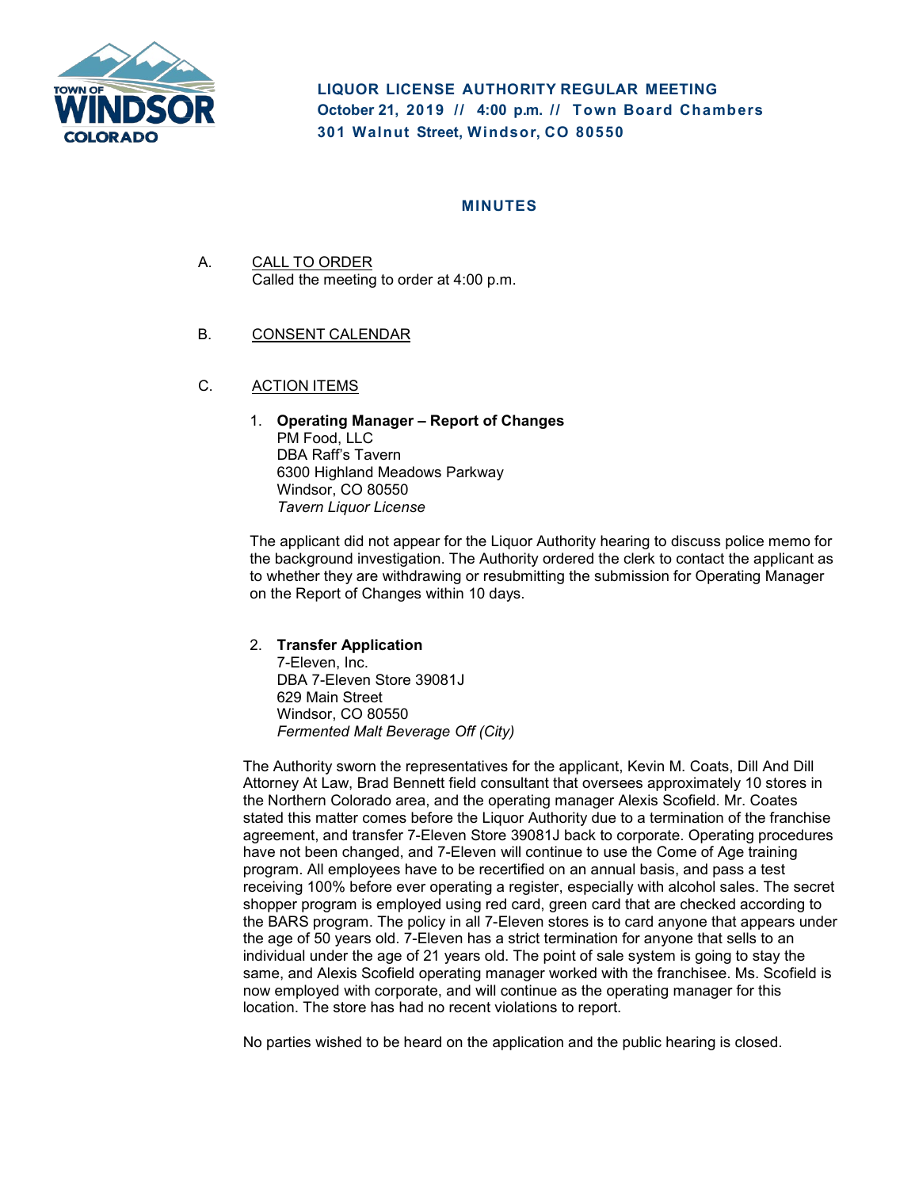**LIQUOR LICENSE AUTHORITY REGULAR MEETING**
**October 21, 2019 // 4:00 p.m. // Town Board Chambers**
**301 Walnut Street, Windsor, CO 80550**

## MINUTES

A. CALL TO ORDER
Called the meeting to order at 4:00 p.m.

B. CONSENT CALENDAR

C. ACTION ITEMS

1. **Operating Manager – Report of Changes**
PM Food, LLC
DBA Raff's Tavern
6300 Highland Meadows Parkway
Windsor, CO 80550
*Tavern Liquor License*

The applicant did not appear for the Liquor Authority hearing to discuss police memo for the background investigation. The Authority ordered the clerk to contact the applicant as to whether they are withdrawing or resubmitting the submission for Operating Manager on the Report of Changes within 10 days.

2. **Transfer Application**
7-Eleven, Inc.
DBA 7-Eleven Store 39081J
629 Main Street
Windsor, CO 80550
*Fermented Malt Beverage Off (City)*

The Authority sworn the representatives for the applicant, Kevin M. Coats, Dill And Dill Attorney At Law, Brad Bennett field consultant that oversees approximately 10 stores in the Northern Colorado area, and the operating manager Alexis Scofield. Mr. Coates stated this matter comes before the Liquor Authority due to a termination of the franchise agreement, and transfer 7-Eleven Store 39081J back to corporate. Operating procedures have not been changed, and 7-Eleven will continue to use the Come of Age training program. All employees have to be recertified on an annual basis, and pass a test receiving 100% before ever operating a register, especially with alcohol sales. The secret shopper program is employed using red card, green card that are checked according to the BARS program. The policy in all 7-Eleven stores is to card anyone that appears under the age of 50 years old. 7-Eleven has a strict termination for anyone that sells to an individual under the age of 21 years old. The point of sale system is going to stay the same, and Alexis Scofield operating manager worked with the franchisee. Ms. Scofield is now employed with corporate, and will continue as the operating manager for this location. The store has had no recent violations to report.

No parties wished to be heard on the application and the public hearing is closed.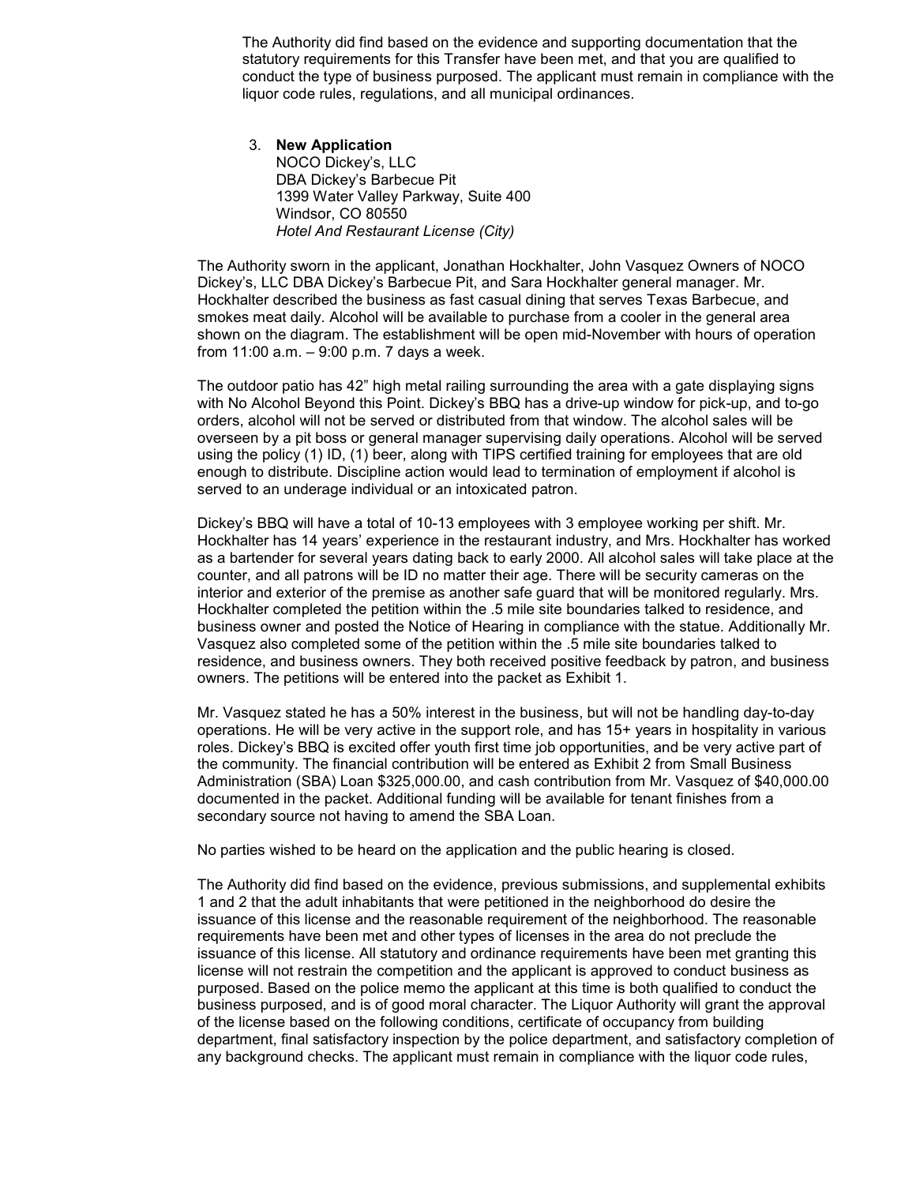The Authority did find based on the evidence and supporting documentation that the statutory requirements for this Transfer have been met, and that you are qualified to conduct the type of business purposed. The applicant must remain in compliance with the liquor code rules, regulations, and all municipal ordinances.

3. **New Application**
   NOCO Dickey's, LLC
   DBA Dickey's Barbecue Pit
   1399 Water Valley Parkway, Suite 400
   Windsor, CO 80550
   *Hotel And Restaurant License (City)*

The Authority sworn in the applicant, Jonathan Hockhalter, John Vasquez Owners of NOCO Dickey's, LLC DBA Dickey's Barbecue Pit, and Sara Hockhalter general manager. Mr. Hockhalter described the business as fast casual dining that serves Texas Barbecue, and smokes meat daily. Alcohol will be available to purchase from a cooler in the general area shown on the diagram. The establishment will be open mid-November with hours of operation from 11:00 a.m. – 9:00 p.m. 7 days a week.

The outdoor patio has 42" high metal railing surrounding the area with a gate displaying signs with No Alcohol Beyond this Point. Dickey's BBQ has a drive-up window for pick-up, and to-go orders, alcohol will not be served or distributed from that window. The alcohol sales will be overseen by a pit boss or general manager supervising daily operations. Alcohol will be served using the policy (1) ID, (1) beer, along with TIPS certified training for employees that are old enough to distribute. Discipline action would lead to termination of employment if alcohol is served to an underage individual or an intoxicated patron.

Dickey's BBQ will have a total of 10-13 employees with 3 employee working per shift. Mr. Hockhalter has 14 years' experience in the restaurant industry, and Mrs. Hockhalter has worked as a bartender for several years dating back to early 2000. All alcohol sales will take place at the counter, and all patrons will be ID no matter their age. There will be security cameras on the interior and exterior of the premise as another safe guard that will be monitored regularly. Mrs. Hockhalter completed the petition within the .5 mile site boundaries talked to residence, and business owner and posted the Notice of Hearing in compliance with the statue. Additionally Mr. Vasquez also completed some of the petition within the .5 mile site boundaries talked to residence, and business owners. They both received positive feedback by patron, and business owners. The petitions will be entered into the packet as Exhibit 1.

Mr. Vasquez stated he has a 50% interest in the business, but will not be handling day-to-day operations. He will be very active in the support role, and has 15+ years in hospitality in various roles. Dickey's BBQ is excited offer youth first time job opportunities, and be very active part of the community. The financial contribution will be entered as Exhibit 2 from Small Business Administration (SBA) Loan $325,000.00, and cash contribution from Mr. Vasquez of $40,000.00 documented in the packet. Additional funding will be available for tenant finishes from a secondary source not having to amend the SBA Loan.

No parties wished to be heard on the application and the public hearing is closed.

The Authority did find based on the evidence, previous submissions, and supplemental exhibits 1 and 2 that the adult inhabitants that were petitioned in the neighborhood do desire the issuance of this license and the reasonable requirement of the neighborhood. The reasonable requirements have been met and other types of licenses in the area do not preclude the issuance of this license. All statutory and ordinance requirements have been met granting this license will not restrain the competition and the applicant is approved to conduct business as purposed. Based on the police memo the applicant at this time is both qualified to conduct the business purposed, and is of good moral character. The Liquor Authority will grant the approval of the license based on the following conditions, certificate of occupancy from building department, final satisfactory inspection by the police department, and satisfactory completion of any background checks. The applicant must remain in compliance with the liquor code rules,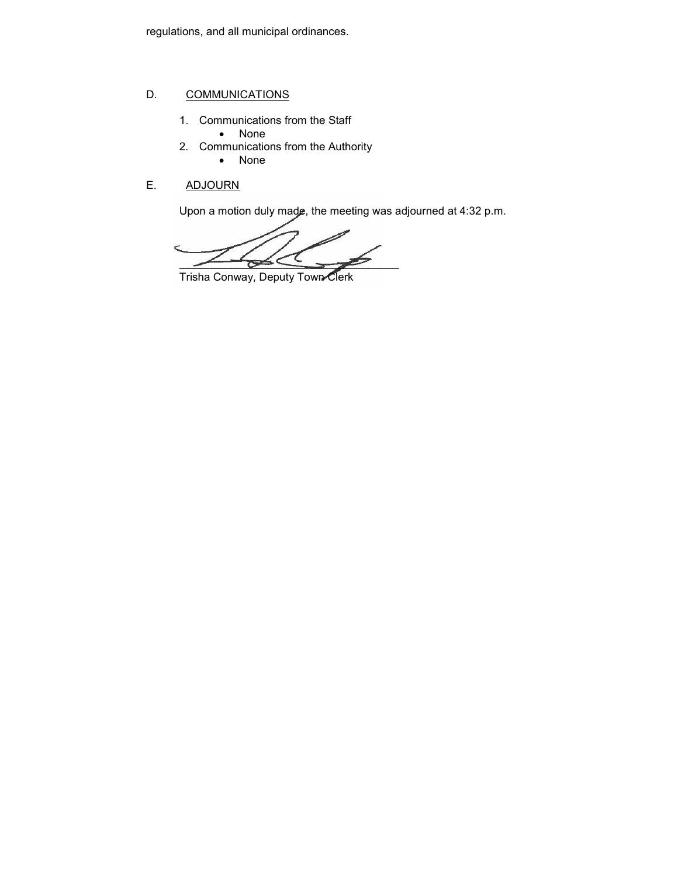regulations, and all municipal ordinances.

D. COMMUNICATIONS

1. Communications from the Staff
   - None
2. Communications from the Authority
   - None

E. ADJOURN

Upon a motion duly made, the meeting was adjourned at 4:32 p.m.

\_\_\_\_\_\_\_\_\_\_\_\_\_\_\_\_\_\_\_\_\_\_\_\_\_\_\_\_\_\_\_\_\_\_\_\_
Trisha Conway, Deputy Town Clerk